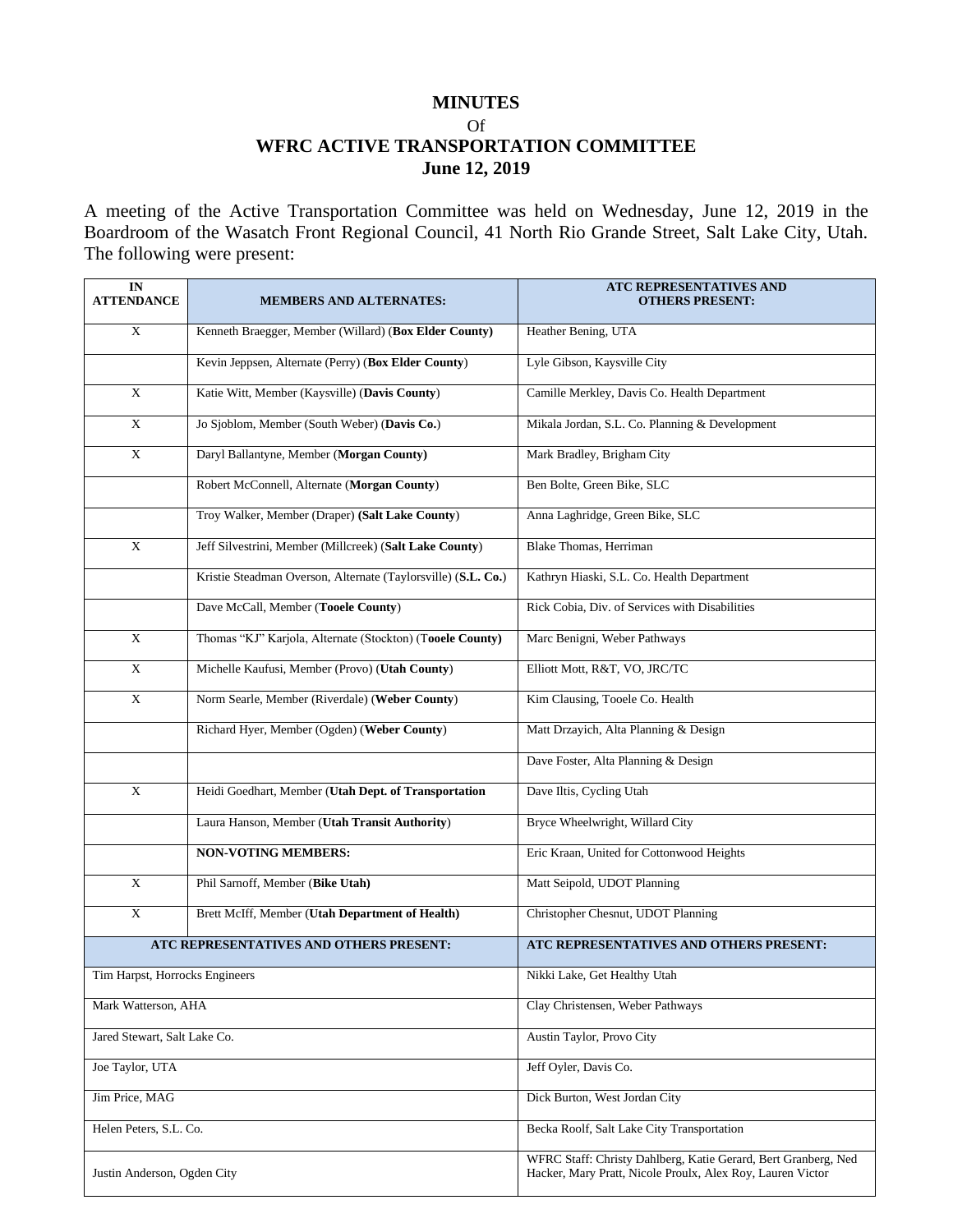# MINUTES

Of

# WFRC ACTIVE TRANSPORTATION COMMITTEE

## June 12, 2019

A meeting of the Active Transportation Committee was held on Wednesday, June 12, 2019 in the Boardroom of the Wasatch Front Regional Council, 41 North Rio Grande Street, Salt Lake City, Utah. The following were present:

| IN ATTENDANCE | MEMBERS AND ALTERNATES: | ATC REPRESENTATIVES AND OTHERS PRESENT: |
|---|---|---|
| X | Kenneth Braegger, Member (Willard) (**Box Elder County**) | Heather Bening, UTA |
| | Kevin Jeppsen, Alternate (Perry) (**Box Elder County**) | Lyle Gibson, Kaysville City |
| X | Katie Witt, Member (Kaysville) (**Davis County**) | Camille Merkley, Davis Co. Health Department |
| X | Jo Sjoblom, Member (South Weber) (**Davis Co.**) | Mikala Jordan, S.L. Co. Planning & Development |
| X | Daryl Ballantyne, Member (**Morgan County**) | Mark Bradley, Brigham City |
| | Robert McConnell, Alternate (**Morgan County**) | Ben Bolte, Green Bike, SLC |
| | Troy Walker, Member (Draper) **(Salt Lake County**) | Anna Laghridge, Green Bike, SLC |
| X | Jeff Silvestrini, Member (Millcreek) (**Salt Lake County**) | Blake Thomas, Herriman |
| | Kristie Steadman Overson, Alternate (Taylorsville) (**S.L. Co.**) | Kathryn Hiaski, S.L. Co. Health Department |
| | Dave McCall, Member (**Tooele County**) | Rick Cobia, Div. of Services with Disabilities |
| X | Thomas "KJ" Karjola, Alternate (Stockton) (T**ooele County)** | Marc Benigni, Weber Pathways |
| X | Michelle Kaufusi, Member (Provo) (**Utah County**) | Elliott Mott, R&T, VO, JRC/TC |
| X | Norm Searle, Member (Riverdale) (**Weber County**) | Kim Clausing, Tooele Co. Health |
| | Richard Hyer, Member (Ogden) (**Weber County**) | Matt Drzayich, Alta Planning & Design |
| | | Dave Foster, Alta Planning & Design |
| X | Heidi Goedhart, Member (**Utah Dept. of Transportation** | Dave Iltis, Cycling Utah |
| | Laura Hanson, Member (**Utah Transit Authority**) | Bryce Wheelwright, Willard City |
| | **NON-VOTING MEMBERS:** | Eric Kraan, United for Cottonwood Heights |
| X | Phil Sarnoff, Member (**Bike Utah)** | Matt Seipold, UDOT Planning |
| X | Brett McIff, Member (**Utah Department of Health)** | Christopher Chesnut, UDOT Planning |

| ATC REPRESENTATIVES AND OTHERS PRESENT: | ATC REPRESENTATIVES AND OTHERS PRESENT: |
|---|---|
| Tim Harpst, Horrocks Engineers | Nikki Lake, Get Healthy Utah |
| Mark Watterson, AHA | Clay Christensen, Weber Pathways |
| Jared Stewart, Salt Lake Co. | Austin Taylor, Provo City |
| Joe Taylor, UTA | Jeff Oyler, Davis Co. |
| Jim Price, MAG | Dick Burton, West Jordan City |
| Helen Peters, S.L. Co. | Becka Roolf, Salt Lake City Transportation |
| Justin Anderson, Ogden City | WFRC Staff: Christy Dahlberg, Katie Gerard, Bert Granberg, Ned Hacker, Mary Pratt, Nicole Proulx, Alex Roy, Lauren Victor |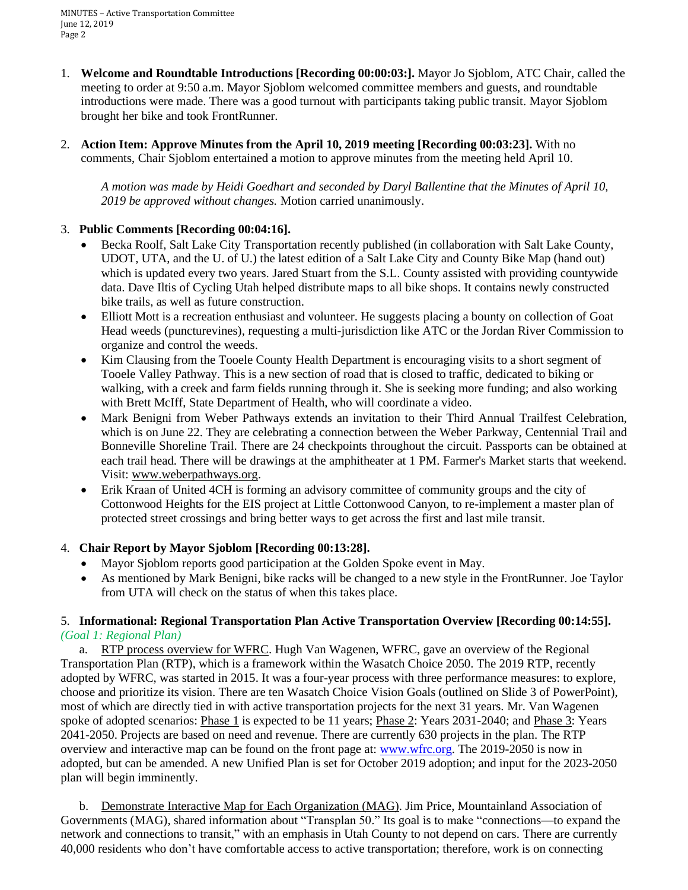1. **Welcome and Roundtable Introductions [Recording 00:00:03:].** Mayor Jo Sjoblom, ATC Chair, called the meeting to order at 9:50 a.m. Mayor Sjoblom welcomed committee members and guests, and roundtable introductions were made. There was a good turnout with participants taking public transit. Mayor Sjoblom brought her bike and took FrontRunner.

2. **Action Item: Approve Minutes from the April 10, 2019 meeting [Recording 00:03:23].** With no comments, Chair Sjoblom entertained a motion to approve minutes from the meeting held April 10.

   *A motion was made by Heidi Goedhart and seconded by Daryl Ballentine that the Minutes of April 10, 2019 be approved without changes.* Motion carried unanimously.

3. **Public Comments [Recording 00:04:16].**
   - Becka Roolf, Salt Lake City Transportation recently published (in collaboration with Salt Lake County, UDOT, UTA, and the U. of U.) the latest edition of a Salt Lake City and County Bike Map (hand out) which is updated every two years. Jared Stuart from the S.L. County assisted with providing countywide data. Dave Iltis of Cycling Utah helped distribute maps to all bike shops. It contains newly constructed bike trails, as well as future construction.
   - Elliott Mott is a recreation enthusiast and volunteer. He suggests placing a bounty on collection of Goat Head weeds (puncturevines), requesting a multi-jurisdiction like ATC or the Jordan River Commission to organize and control the weeds.
   - Kim Clausing from the Tooele County Health Department is encouraging visits to a short segment of Tooele Valley Pathway. This is a new section of road that is closed to traffic, dedicated to biking or walking, with a creek and farm fields running through it. She is seeking more funding; and also working with Brett McIff, State Department of Health, who will coordinate a video.
   - Mark Benigni from Weber Pathways extends an invitation to their Third Annual Trailfest Celebration, which is on June 22. They are celebrating a connection between the Weber Parkway, Centennial Trail and Bonneville Shoreline Trail. There are 24 checkpoints throughout the circuit. Passports can be obtained at each trail head. There will be drawings at the amphitheater at 1 PM. Farmer's Market starts that weekend. Visit: www.weberpathways.org.
   - Erik Kraan of United 4CH is forming an advisory committee of community groups and the city of Cottonwood Heights for the EIS project at Little Cottonwood Canyon, to re-implement a master plan of protected street crossings and bring better ways to get across the first and last mile transit.

4. **Chair Report by Mayor Sjoblom [Recording 00:13:28].**
   - Mayor Sjoblom reports good participation at the Golden Spoke event in May.
   - As mentioned by Mark Benigni, bike racks will be changed to a new style in the FrontRunner. Joe Taylor from UTA will check on the status of when this takes place.

5. **Informational: Regional Transportation Plan Active Transportation Overview [Recording 00:14:55].** *(Goal 1: Regional Plan)*

   a. RTP process overview for WFRC. Hugh Van Wagenen, WFRC, gave an overview of the Regional Transportation Plan (RTP), which is a framework within the Wasatch Choice 2050. The 2019 RTP, recently adopted by WFRC, was started in 2015. It was a four-year process with three performance measures: to explore, choose and prioritize its vision. There are ten Wasatch Choice Vision Goals (outlined on Slide 3 of PowerPoint), most of which are directly tied in with active transportation projects for the next 31 years. Mr. Van Wagenen spoke of adopted scenarios: Phase 1 is expected to be 11 years; Phase 2: Years 2031-2040; and Phase 3: Years 2041-2050. Projects are based on need and revenue. There are currently 630 projects in the plan. The RTP overview and interactive map can be found on the front page at: www.wfrc.org. The 2019-2050 is now in adopted, but can be amended. A new Unified Plan is set for October 2019 adoption; and input for the 2023-2050 plan will begin imminently.

   b. Demonstrate Interactive Map for Each Organization (MAG). Jim Price, Mountainland Association of Governments (MAG), shared information about "Transplan 50." Its goal is to make "connections—to expand the network and connections to transit," with an emphasis in Utah County to not depend on cars. There are currently 40,000 residents who don't have comfortable access to active transportation; therefore, work is on connecting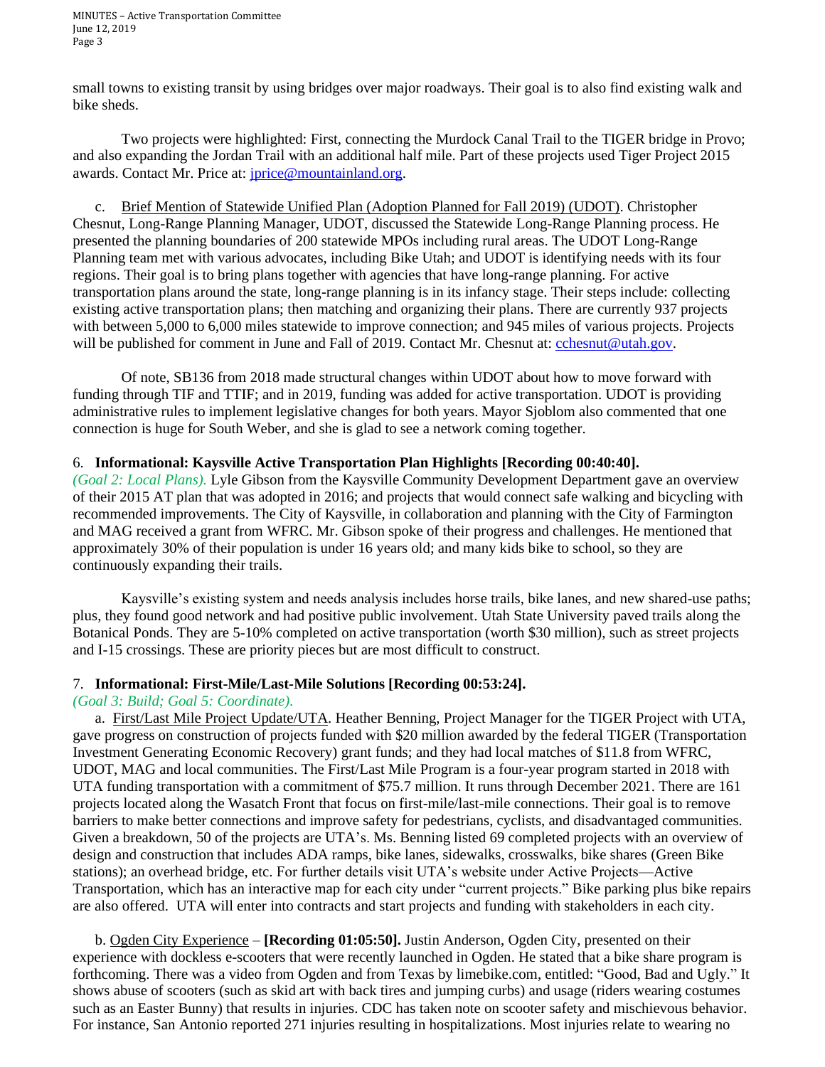small towns to existing transit by using bridges over major roadways. Their goal is to also find existing walk and bike sheds.

Two projects were highlighted: First, connecting the Murdock Canal Trail to the TIGER bridge in Provo; and also expanding the Jordan Trail with an additional half mile. Part of these projects used Tiger Project 2015 awards. Contact Mr. Price at: jprice@mountainland.org.

c. Brief Mention of Statewide Unified Plan (Adoption Planned for Fall 2019) (UDOT). Christopher Chesnut, Long-Range Planning Manager, UDOT, discussed the Statewide Long-Range Planning process. He presented the planning boundaries of 200 statewide MPOs including rural areas. The UDOT Long-Range Planning team met with various advocates, including Bike Utah; and UDOT is identifying needs with its four regions. Their goal is to bring plans together with agencies that have long-range planning. For active transportation plans around the state, long-range planning is in its infancy stage. Their steps include: collecting existing active transportation plans; then matching and organizing their plans. There are currently 937 projects with between 5,000 to 6,000 miles statewide to improve connection; and 945 miles of various projects. Projects will be published for comment in June and Fall of 2019. Contact Mr. Chesnut at: cchesnut@utah.gov.

Of note, SB136 from 2018 made structural changes within UDOT about how to move forward with funding through TIF and TTIF; and in 2019, funding was added for active transportation. UDOT is providing administrative rules to implement legislative changes for both years. Mayor Sjoblom also commented that one connection is huge for South Weber, and she is glad to see a network coming together.

6. **Informational: Kaysville Active Transportation Plan Highlights [Recording 00:40:40].**
*(Goal 2: Local Plans).* Lyle Gibson from the Kaysville Community Development Department gave an overview of their 2015 AT plan that was adopted in 2016; and projects that would connect safe walking and bicycling with recommended improvements. The City of Kaysville, in collaboration and planning with the City of Farmington and MAG received a grant from WFRC. Mr. Gibson spoke of their progress and challenges. He mentioned that approximately 30% of their population is under 16 years old; and many kids bike to school, so they are continuously expanding their trails.

Kaysville's existing system and needs analysis includes horse trails, bike lanes, and new shared-use paths; plus, they found good network and had positive public involvement. Utah State University paved trails along the Botanical Ponds. They are 5-10% completed on active transportation (worth $30 million), such as street projects and I-15 crossings. These are priority pieces but are most difficult to construct.

7. **Informational: First-Mile/Last-Mile Solutions [Recording 00:53:24].**
*(Goal 3: Build; Goal 5: Coordinate).*

a. First/Last Mile Project Update/UTA. Heather Benning, Project Manager for the TIGER Project with UTA, gave progress on construction of projects funded with $20 million awarded by the federal TIGER (Transportation Investment Generating Economic Recovery) grant funds; and they had local matches of $11.8 from WFRC, UDOT, MAG and local communities. The First/Last Mile Program is a four-year program started in 2018 with UTA funding transportation with a commitment of $75.7 million. It runs through December 2021. There are 161 projects located along the Wasatch Front that focus on first-mile/last-mile connections. Their goal is to remove barriers to make better connections and improve safety for pedestrians, cyclists, and disadvantaged communities. Given a breakdown, 50 of the projects are UTA's. Ms. Benning listed 69 completed projects with an overview of design and construction that includes ADA ramps, bike lanes, sidewalks, crosswalks, bike shares (Green Bike stations); an overhead bridge, etc. For further details visit UTA's website under Active Projects—Active Transportation, which has an interactive map for each city under "current projects." Bike parking plus bike repairs are also offered. UTA will enter into contracts and start projects and funding with stakeholders in each city.

b. Ogden City Experience – **[Recording 01:05:50].** Justin Anderson, Ogden City, presented on their experience with dockless e-scooters that were recently launched in Ogden. He stated that a bike share program is forthcoming. There was a video from Ogden and from Texas by limebike.com, entitled: "Good, Bad and Ugly." It shows abuse of scooters (such as skid art with back tires and jumping curbs) and usage (riders wearing costumes such as an Easter Bunny) that results in injuries. CDC has taken note on scooter safety and mischievous behavior. For instance, San Antonio reported 271 injuries resulting in hospitalizations. Most injuries relate to wearing no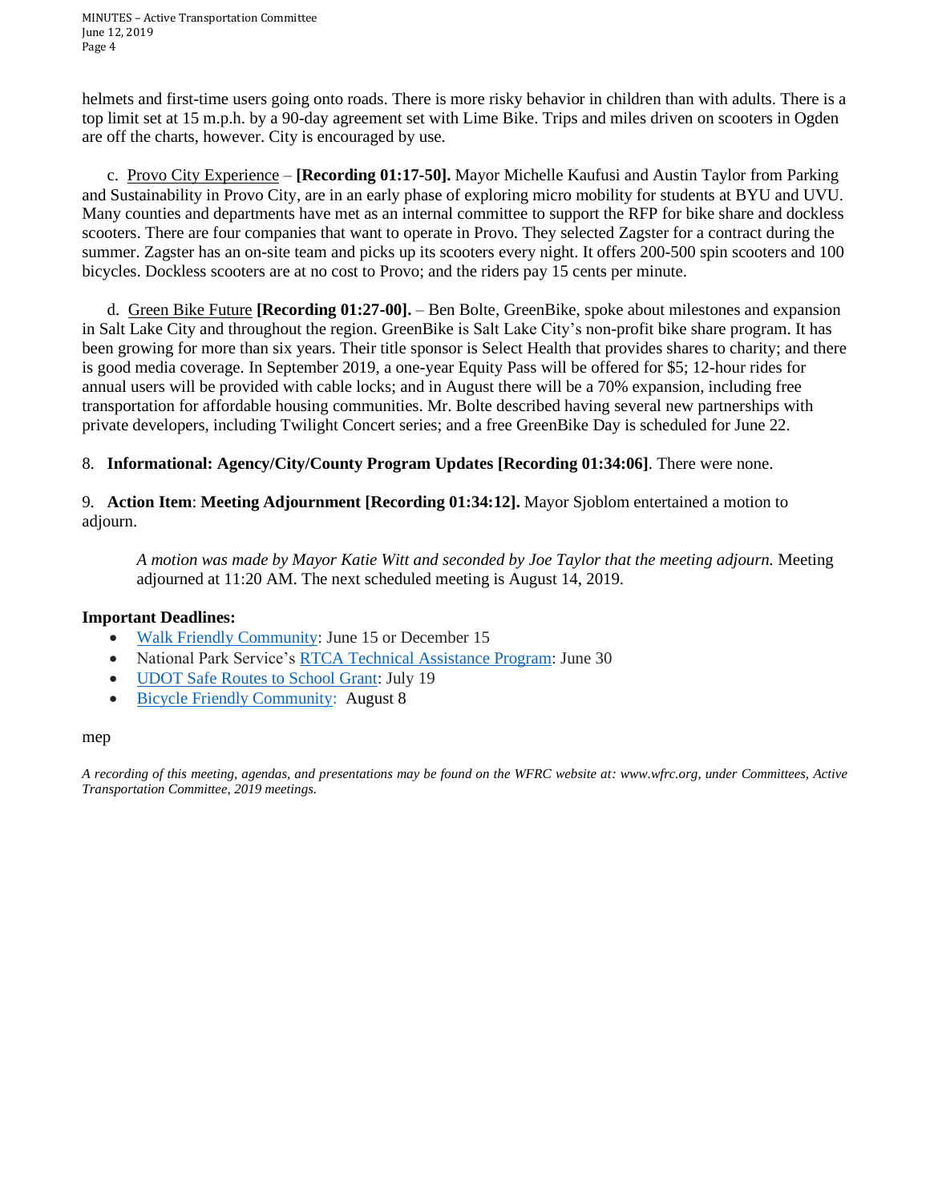helmets and first-time users going onto roads. There is more risky behavior in children than with adults. There is a top limit set at 15 m.p.h. by a 90-day agreement set with Lime Bike. Trips and miles driven on scooters in Ogden are off the charts, however. City is encouraged by use.

c. Provo City Experience – **[Recording 01:17-50].** Mayor Michelle Kaufusi and Austin Taylor from Parking and Sustainability in Provo City, are in an early phase of exploring micro mobility for students at BYU and UVU. Many counties and departments have met as an internal committee to support the RFP for bike share and dockless scooters. There are four companies that want to operate in Provo. They selected Zagster for a contract during the summer. Zagster has an on-site team and picks up its scooters every night. It offers 200-500 spin scooters and 100 bicycles. Dockless scooters are at no cost to Provo; and the riders pay 15 cents per minute.

d. Green Bike Future **[Recording 01:27-00].** – Ben Bolte, GreenBike, spoke about milestones and expansion in Salt Lake City and throughout the region. GreenBike is Salt Lake City's non-profit bike share program. It has been growing for more than six years. Their title sponsor is Select Health that provides shares to charity; and there is good media coverage. In September 2019, a one-year Equity Pass will be offered for $5; 12-hour rides for annual users will be provided with cable locks; and in August there will be a 70% expansion, including free transportation for affordable housing communities. Mr. Bolte described having several new partnerships with private developers, including Twilight Concert series; and a free GreenBike Day is scheduled for June 22.

8. **Informational: Agency/City/County Program Updates [Recording 01:34:06]**. There were none.

9. **Action Item**: **Meeting Adjournment [Recording 01:34:12].** Mayor Sjoblom entertained a motion to adjourn.

> *A motion was made by Mayor Katie Witt and seconded by Joe Taylor that the meeting adjourn.* Meeting adjourned at 11:20 AM. The next scheduled meeting is August 14, 2019.

**Important Deadlines:**

- Walk Friendly Community: June 15 or December 15
- National Park Service's RTCA Technical Assistance Program: June 30
- UDOT Safe Routes to School Grant: July 19
- Bicycle Friendly Community: August 8

mep

*A recording of this meeting, agendas, and presentations may be found on the WFRC website at: www.wfrc.org, under Committees, Active Transportation Committee, 2019 meetings.*